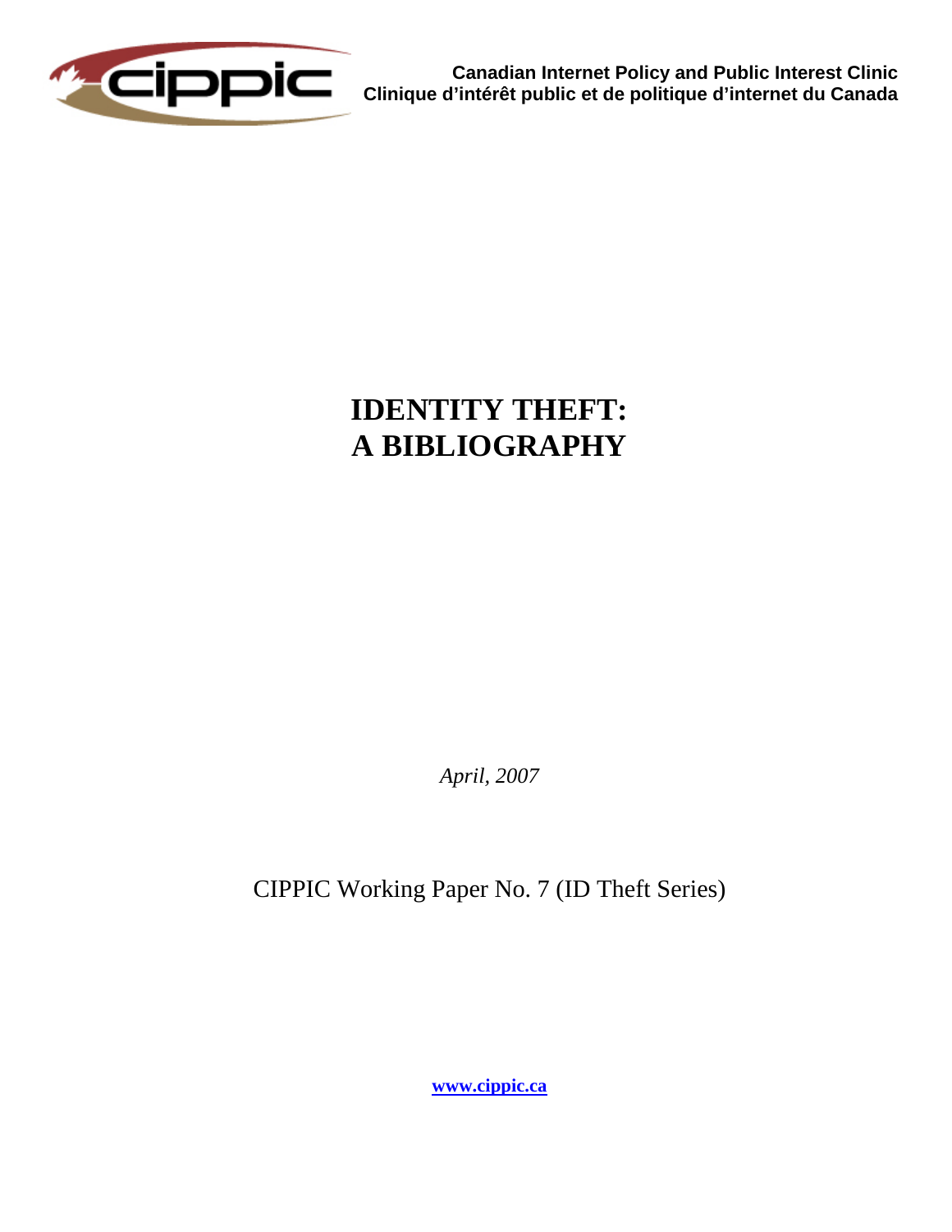**Canadian Internet Policy and Public Interest Clinic**
**Clinique d'intérêt public et de politique d'internet du Canada**

# IDENTITY THEFT:
# A BIBLIOGRAPHY

*April, 2007*

CIPPIC Working Paper No. 7 (ID Theft Series)

**www.cippic.ca**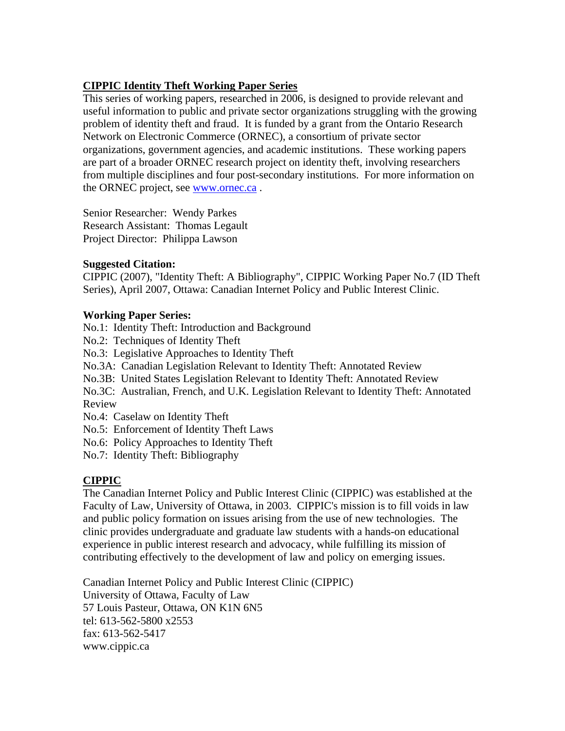## CIPPIC Identity Theft Working Paper Series

This series of working papers, researched in 2006, is designed to provide relevant and useful information to public and private sector organizations struggling with the growing problem of identity theft and fraud. It is funded by a grant from the Ontario Research Network on Electronic Commerce (ORNEC), a consortium of private sector organizations, government agencies, and academic institutions. These working papers are part of a broader ORNEC research project on identity theft, involving researchers from multiple disciplines and four post-secondary institutions. For more information on the ORNEC project, see [www.ornec.ca](http://www.ornec.ca) .

Senior Researcher: Wendy Parkes
Research Assistant: Thomas Legault
Project Director: Philippa Lawson

**Suggested Citation:**
CIPPIC (2007), "Identity Theft: A Bibliography", CIPPIC Working Paper No.7 (ID Theft Series), April 2007, Ottawa: Canadian Internet Policy and Public Interest Clinic.

**Working Paper Series:**
No.1: Identity Theft: Introduction and Background
No.2: Techniques of Identity Theft
No.3: Legislative Approaches to Identity Theft
No.3A: Canadian Legislation Relevant to Identity Theft: Annotated Review
No.3B: United States Legislation Relevant to Identity Theft: Annotated Review
No.3C: Australian, French, and U.K. Legislation Relevant to Identity Theft: Annotated Review
No.4: Caselaw on Identity Theft
No.5: Enforcement of Identity Theft Laws
No.6: Policy Approaches to Identity Theft
No.7: Identity Theft: Bibliography

## CIPPIC

The Canadian Internet Policy and Public Interest Clinic (CIPPIC) was established at the Faculty of Law, University of Ottawa, in 2003. CIPPIC's mission is to fill voids in law and public policy formation on issues arising from the use of new technologies. The clinic provides undergraduate and graduate law students with a hands-on educational experience in public interest research and advocacy, while fulfilling its mission of contributing effectively to the development of law and policy on emerging issues.

Canadian Internet Policy and Public Interest Clinic (CIPPIC)
University of Ottawa, Faculty of Law
57 Louis Pasteur, Ottawa, ON K1N 6N5
tel: 613-562-5800 x2553
fax: 613-562-5417
www.cippic.ca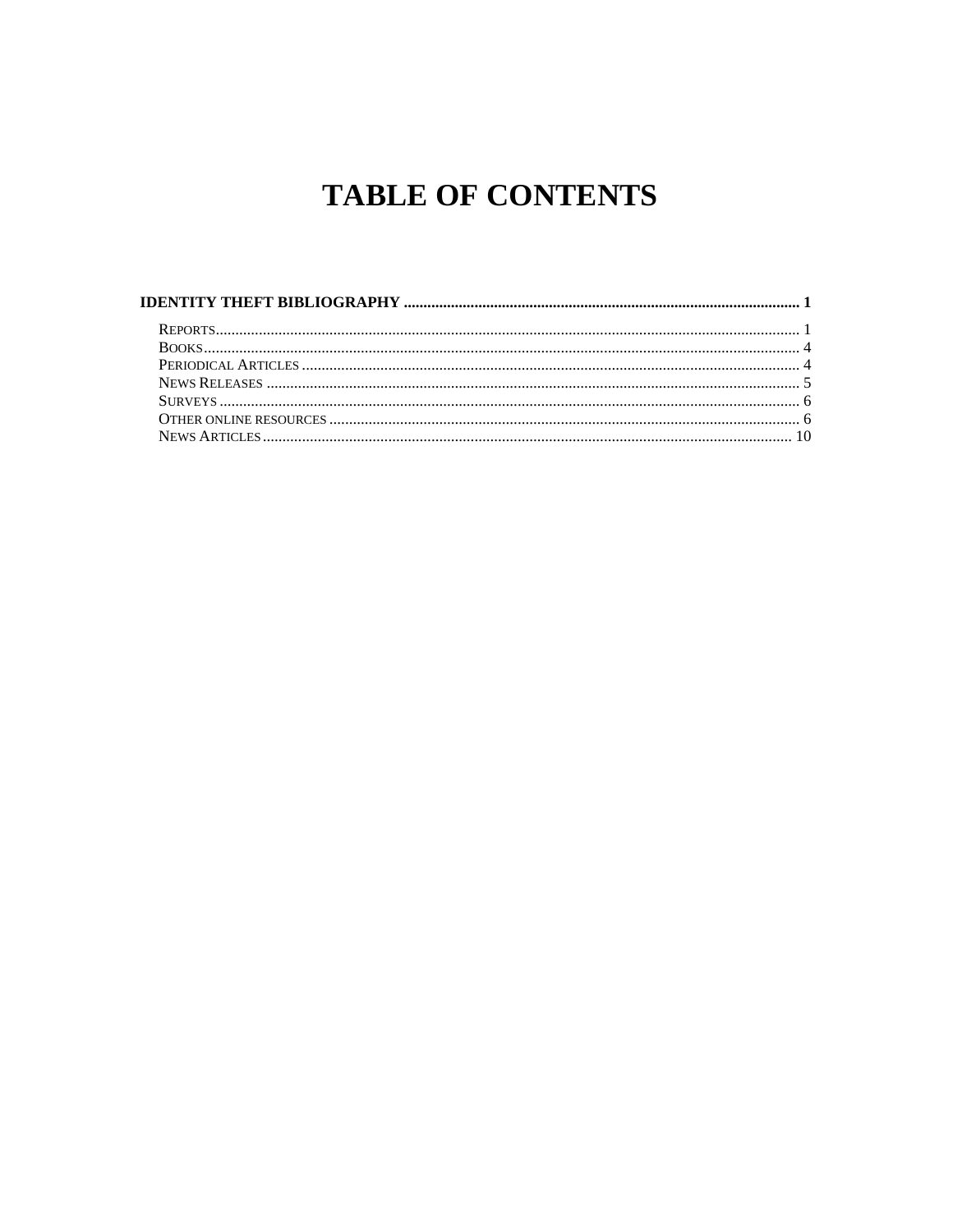# TABLE OF CONTENTS

**IDENTITY THEFT BIBLIOGRAPHY** .......... **1**

- REPORTS .......... 1
- BOOKS .......... 4
- PERIODICAL ARTICLES .......... 4
- NEWS RELEASES .......... 5
- SURVEYS .......... 6
- OTHER ONLINE RESOURCES .......... 6
- NEWS ARTICLES .......... 10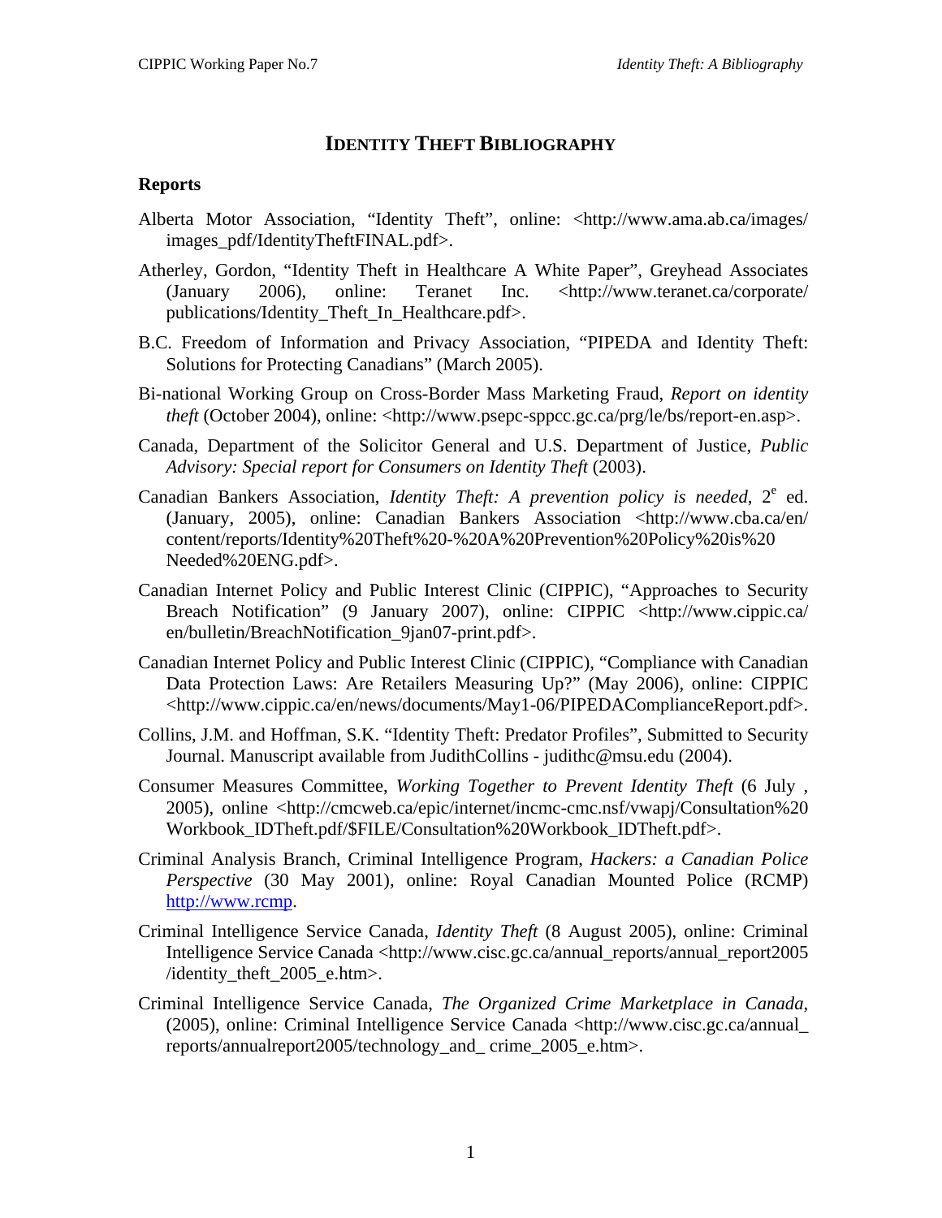# IDENTITY THEFT BIBLIOGRAPHY

## Reports

Alberta Motor Association, "Identity Theft", online: <http://www.ama.ab.ca/images/images_pdf/IdentityTheftFINAL.pdf>.

Atherley, Gordon, "Identity Theft in Healthcare A White Paper", Greyhead Associates (January 2006), online: Teranet Inc. <http://www.teranet.ca/corporate/publications/Identity_Theft_In_Healthcare.pdf>.

B.C. Freedom of Information and Privacy Association, "PIPEDA and Identity Theft: Solutions for Protecting Canadians" (March 2005).

Bi-national Working Group on Cross-Border Mass Marketing Fraud, *Report on identity theft* (October 2004), online: <http://www.psepc-sppcc.gc.ca/prg/le/bs/report-en.asp>.

Canada, Department of the Solicitor General and U.S. Department of Justice, *Public Advisory: Special report for Consumers on Identity Theft* (2003).

Canadian Bankers Association, *Identity Theft: A prevention policy is needed*, 2[e] ed. (January, 2005), online: Canadian Bankers Association <http://www.cba.ca/en/content/reports/Identity%20Theft%20-%20A%20Prevention%20Policy%20is%20Needed%20ENG.pdf>.

Canadian Internet Policy and Public Interest Clinic (CIPPIC), "Approaches to Security Breach Notification" (9 January 2007), online: CIPPIC <http://www.cippic.ca/en/bulletin/BreachNotification_9jan07-print.pdf>.

Canadian Internet Policy and Public Interest Clinic (CIPPIC), "Compliance with Canadian Data Protection Laws: Are Retailers Measuring Up?" (May 2006), online: CIPPIC <http://www.cippic.ca/en/news/documents/May1-06/PIPEDAComplianceReport.pdf>.

Collins, J.M. and Hoffman, S.K. "Identity Theft: Predator Profiles", Submitted to Security Journal. Manuscript available from JudithCollins - judithc@msu.edu (2004).

Consumer Measures Committee, *Working Together to Prevent Identity Theft* (6 July , 2005), online <http://cmcweb.ca/epic/internet/incmc-cmc.nsf/vwapj/Consultation%20Workbook_IDTheft.pdf/$FILE/Consultation%20Workbook_IDTheft.pdf>.

Criminal Analysis Branch, Criminal Intelligence Program, *Hackers: a Canadian Police Perspective* (30 May 2001), online: Royal Canadian Mounted Police (RCMP) http://www.rcmp.

Criminal Intelligence Service Canada, *Identity Theft* (8 August 2005), online: Criminal Intelligence Service Canada <http://www.cisc.gc.ca/annual_reports/annual_report2005/identity_theft_2005_e.htm>.

Criminal Intelligence Service Canada, *The Organized Crime Marketplace in Canada*, (2005), online: Criminal Intelligence Service Canada <http://www.cisc.gc.ca/annual_reports/annualreport2005/technology_and_ crime_2005_e.htm>.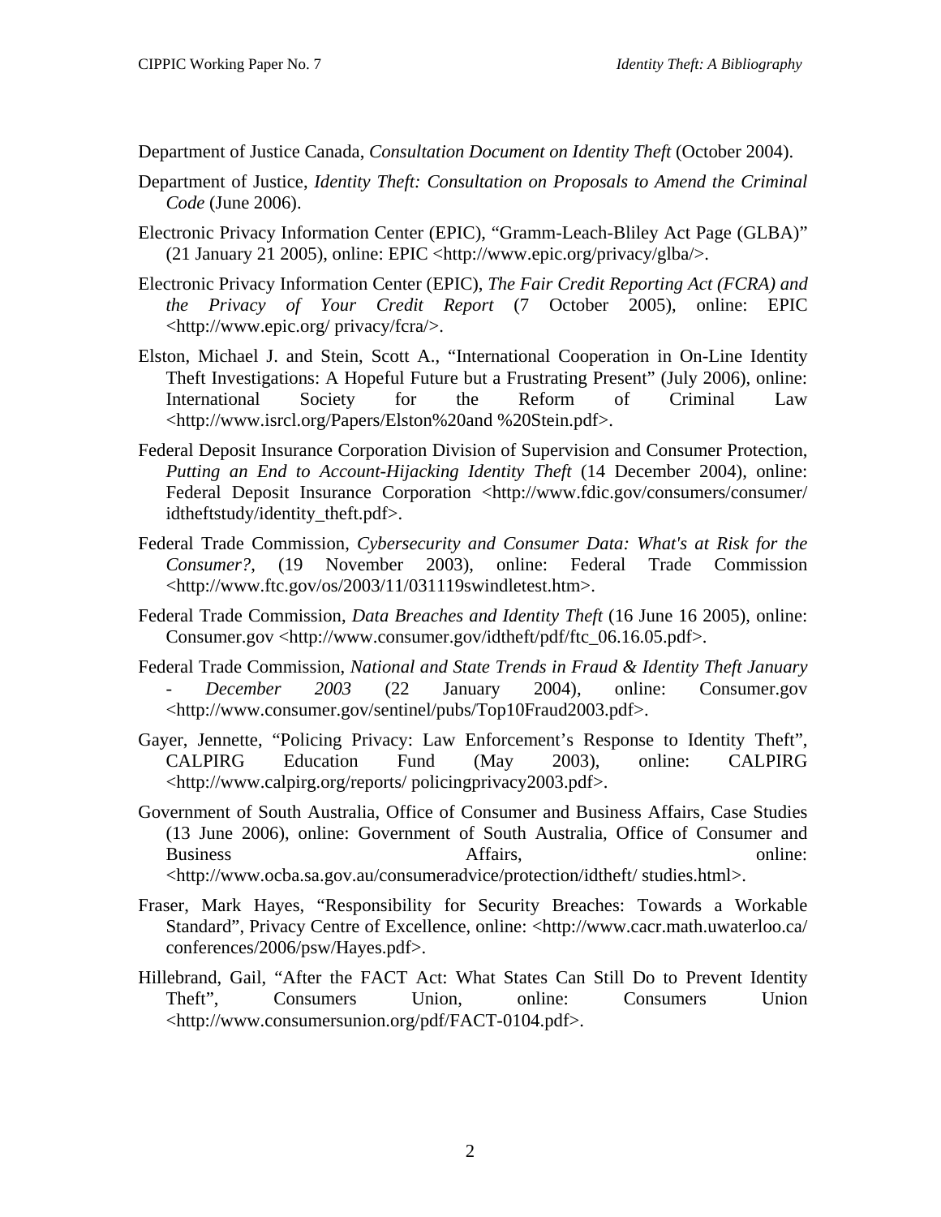Department of Justice Canada, *Consultation Document on Identity Theft* (October 2004).

Department of Justice, *Identity Theft: Consultation on Proposals to Amend the Criminal Code* (June 2006).

Electronic Privacy Information Center (EPIC), "Gramm-Leach-Bliley Act Page (GLBA)" (21 January 21 2005), online: EPIC <http://www.epic.org/privacy/glba/>.

Electronic Privacy Information Center (EPIC), *The Fair Credit Reporting Act (FCRA) and the Privacy of Your Credit Report* (7 October 2005), online: EPIC <http://www.epic.org/ privacy/fcra/>.

Elston, Michael J. and Stein, Scott A., "International Cooperation in On-Line Identity Theft Investigations: A Hopeful Future but a Frustrating Present" (July 2006), online: International Society for the Reform of Criminal Law <http://www.isrcl.org/Papers/Elston%20and %20Stein.pdf>.

Federal Deposit Insurance Corporation Division of Supervision and Consumer Protection, *Putting an End to Account-Hijacking Identity Theft* (14 December 2004), online: Federal Deposit Insurance Corporation <http://www.fdic.gov/consumers/consumer/ idtheftstudy/identity_theft.pdf>.

Federal Trade Commission, *Cybersecurity and Consumer Data: What's at Risk for the Consumer?*, (19 November 2003), online: Federal Trade Commission <http://www.ftc.gov/os/2003/11/031119swindletest.htm>.

Federal Trade Commission, *Data Breaches and Identity Theft* (16 June 16 2005), online: Consumer.gov <http://www.consumer.gov/idtheft/pdf/ftc_06.16.05.pdf>.

Federal Trade Commission, *National and State Trends in Fraud & Identity Theft January - December 2003* (22 January 2004), online: Consumer.gov <http://www.consumer.gov/sentinel/pubs/Top10Fraud2003.pdf>.

Gayer, Jennette, "Policing Privacy: Law Enforcement's Response to Identity Theft", CALPIRG Education Fund (May 2003), online: CALPIRG <http://www.calpirg.org/reports/ policingprivacy2003.pdf>.

Government of South Australia, Office of Consumer and Business Affairs, Case Studies (13 June 2006), online: Government of South Australia, Office of Consumer and Business Affairs, online: <http://www.ocba.sa.gov.au/consumeradvice/protection/idtheft/ studies.html>.

Fraser, Mark Hayes, "Responsibility for Security Breaches: Towards a Workable Standard", Privacy Centre of Excellence, online: <http://www.cacr.math.uwaterloo.ca/ conferences/2006/psw/Hayes.pdf>.

Hillebrand, Gail, "After the FACT Act: What States Can Still Do to Prevent Identity Theft", Consumers Union, online: Consumers Union <http://www.consumersunion.org/pdf/FACT-0104.pdf>.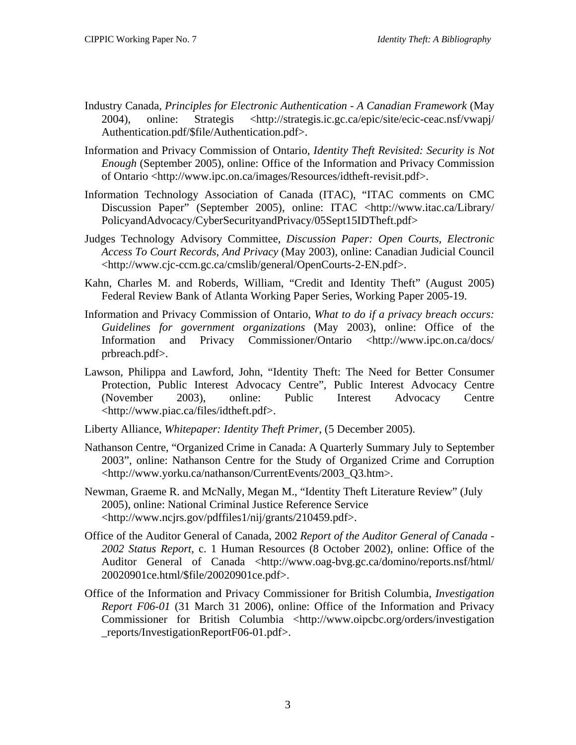Industry Canada, *Principles for Electronic Authentication - A Canadian Framework* (May 2004), online: Strategis <http://strategis.ic.gc.ca/epic/site/ecic-ceac.nsf/vwapj/Authentication.pdf/$file/Authentication.pdf>.

Information and Privacy Commission of Ontario, *Identity Theft Revisited: Security is Not Enough* (September 2005), online: Office of the Information and Privacy Commission of Ontario <http://www.ipc.on.ca/images/Resources/idtheft-revisit.pdf>.

Information Technology Association of Canada (ITAC), "ITAC comments on CMC Discussion Paper" (September 2005), online: ITAC <http://www.itac.ca/Library/PolicyandAdvocacy/CyberSecurityandPrivacy/05Sept15IDTheft.pdf>

Judges Technology Advisory Committee, *Discussion Paper: Open Courts, Electronic Access To Court Records, And Privacy* (May 2003), online: Canadian Judicial Council <http://www.cjc-ccm.gc.ca/cmslib/general/OpenCourts-2-EN.pdf>.

Kahn, Charles M. and Roberds, William, "Credit and Identity Theft" (August 2005) Federal Review Bank of Atlanta Working Paper Series, Working Paper 2005-19.

Information and Privacy Commission of Ontario, *What to do if a privacy breach occurs: Guidelines for government organizations* (May 2003), online: Office of the Information and Privacy Commissioner/Ontario <http://www.ipc.on.ca/docs/prbreach.pdf>.

Lawson, Philippa and Lawford, John, "Identity Theft: The Need for Better Consumer Protection, Public Interest Advocacy Centre", Public Interest Advocacy Centre (November 2003), online: Public Interest Advocacy Centre <http://www.piac.ca/files/idtheft.pdf>.

Liberty Alliance, *Whitepaper: Identity Theft Primer*, (5 December 2005).

Nathanson Centre, "Organized Crime in Canada: A Quarterly Summary July to September 2003", online: Nathanson Centre for the Study of Organized Crime and Corruption <http://www.yorku.ca/nathanson/CurrentEvents/2003_Q3.htm>.

Newman, Graeme R. and McNally, Megan M., "Identity Theft Literature Review" (July 2005), online: National Criminal Justice Reference Service <http://www.ncjrs.gov/pdffiles1/nij/grants/210459.pdf>.

Office of the Auditor General of Canada, 2002 *Report of the Auditor General of Canada - 2002 Status Report*, c. 1 Human Resources (8 October 2002), online: Office of the Auditor General of Canada <http://www.oag-bvg.gc.ca/domino/reports.nsf/html/20020901ce.html/$file/20020901ce.pdf>.

Office of the Information and Privacy Commissioner for British Columbia, *Investigation Report F06-01* (31 March 31 2006), online: Office of the Information and Privacy Commissioner for British Columbia <http://www.oipcbc.org/orders/investigation_reports/InvestigationReportF06-01.pdf>.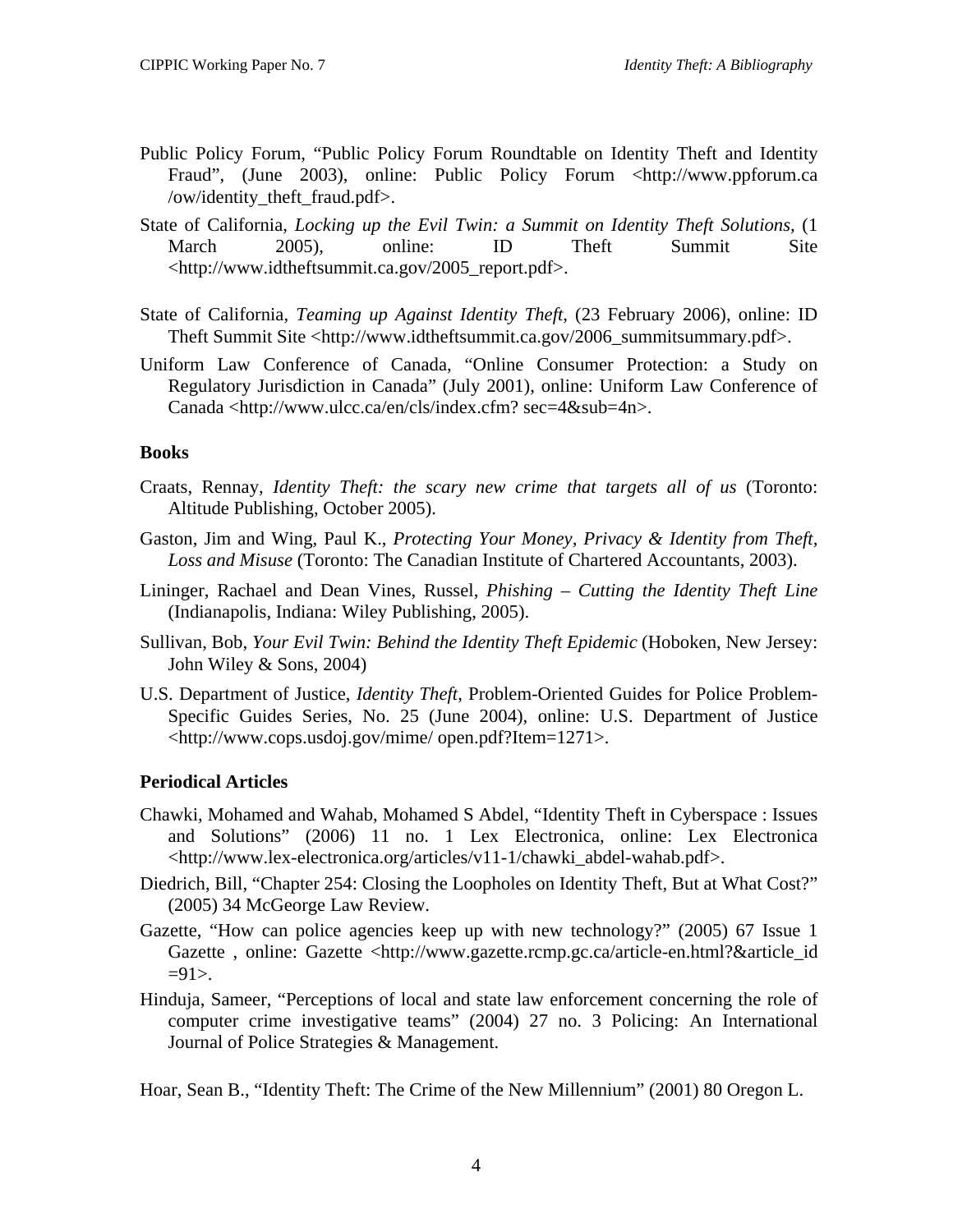Public Policy Forum, "Public Policy Forum Roundtable on Identity Theft and Identity Fraud", (June 2003), online: Public Policy Forum <http://www.ppforum.ca /ow/identity_theft_fraud.pdf>.

State of California, *Locking up the Evil Twin: a Summit on Identity Theft Solutions*, (1 March 2005), online: ID Theft Summit Site <http://www.idtheftsummit.ca.gov/2005_report.pdf>.

State of California, *Teaming up Against Identity Theft*, (23 February 2006), online: ID Theft Summit Site <http://www.idtheftsummit.ca.gov/2006_summitsummary.pdf>.

Uniform Law Conference of Canada, "Online Consumer Protection: a Study on Regulatory Jurisdiction in Canada" (July 2001), online: Uniform Law Conference of Canada <http://www.ulcc.ca/en/cls/index.cfm? sec=4&sub=4n>.

**Books**

Craats, Rennay, *Identity Theft: the scary new crime that targets all of us* (Toronto: Altitude Publishing, October 2005).

Gaston, Jim and Wing, Paul K., *Protecting Your Money, Privacy & Identity from Theft, Loss and Misuse* (Toronto: The Canadian Institute of Chartered Accountants, 2003).

Lininger, Rachael and Dean Vines, Russel, *Phishing – Cutting the Identity Theft Line* (Indianapolis, Indiana: Wiley Publishing, 2005).

Sullivan, Bob, *Your Evil Twin: Behind the Identity Theft Epidemic* (Hoboken, New Jersey: John Wiley & Sons, 2004)

U.S. Department of Justice, *Identity Theft*, Problem-Oriented Guides for Police Problem-Specific Guides Series, No. 25 (June 2004), online: U.S. Department of Justice <http://www.cops.usdoj.gov/mime/ open.pdf?Item=1271>.

**Periodical Articles**

Chawki, Mohamed and Wahab, Mohamed S Abdel, "Identity Theft in Cyberspace : Issues and Solutions" (2006) 11 no. 1 Lex Electronica, online: Lex Electronica <http://www.lex-electronica.org/articles/v11-1/chawki_abdel-wahab.pdf>.

Diedrich, Bill, "Chapter 254: Closing the Loopholes on Identity Theft, But at What Cost?" (2005) 34 McGeorge Law Review.

Gazette, "How can police agencies keep up with new technology?" (2005) 67 Issue 1 Gazette , online: Gazette <http://www.gazette.rcmp.gc.ca/article-en.html?&article_id =91>.

Hinduja, Sameer, "Perceptions of local and state law enforcement concerning the role of computer crime investigative teams" (2004) 27 no. 3 Policing: An International Journal of Police Strategies & Management.

Hoar, Sean B., "Identity Theft: The Crime of the New Millennium" (2001) 80 Oregon L.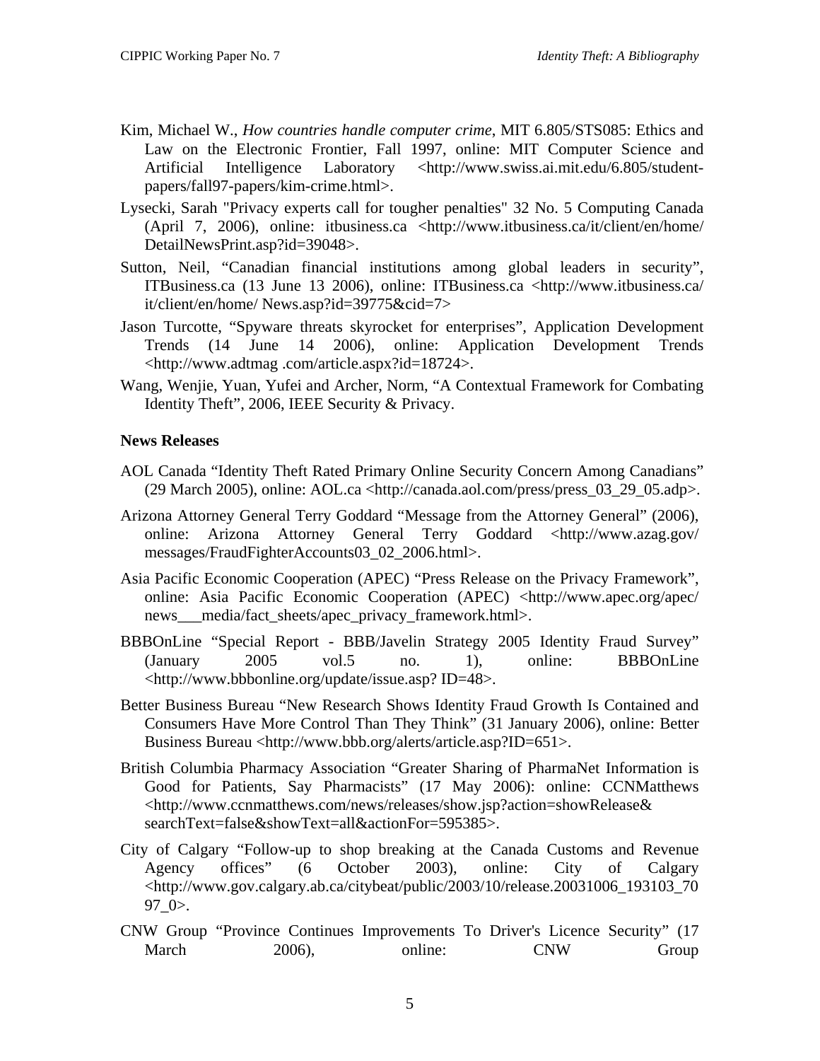Kim, Michael W., *How countries handle computer crime*, MIT 6.805/STS085: Ethics and Law on the Electronic Frontier, Fall 1997, online: MIT Computer Science and Artificial Intelligence Laboratory <http://www.swiss.ai.mit.edu/6.805/student-papers/fall97-papers/kim-crime.html>.

Lysecki, Sarah "Privacy experts call for tougher penalties" 32 No. 5 Computing Canada (April 7, 2006), online: itbusiness.ca <http://www.itbusiness.ca/it/client/en/home/DetailNewsPrint.asp?id=39048>.

Sutton, Neil, "Canadian financial institutions among global leaders in security", ITBusiness.ca (13 June 13 2006), online: ITBusiness.ca <http://www.itbusiness.ca/it/client/en/home/ News.asp?id=39775&cid=7>

Jason Turcotte, "Spyware threats skyrocket for enterprises", Application Development Trends (14 June 14 2006), online: Application Development Trends <http://www.adtmag .com/article.aspx?id=18724>.

Wang, Wenjie, Yuan, Yufei and Archer, Norm, "A Contextual Framework for Combating Identity Theft", 2006, IEEE Security & Privacy.

**News Releases**

AOL Canada "Identity Theft Rated Primary Online Security Concern Among Canadians" (29 March 2005), online: AOL.ca <http://canada.aol.com/press/press_03_29_05.adp>.

Arizona Attorney General Terry Goddard "Message from the Attorney General" (2006), online: Arizona Attorney General Terry Goddard <http://www.azag.gov/messages/FraudFighterAccounts03_02_2006.html>.

Asia Pacific Economic Cooperation (APEC) "Press Release on the Privacy Framework", online: Asia Pacific Economic Cooperation (APEC) <http://www.apec.org/apec/news___media/fact_sheets/apec_privacy_framework.html>.

BBBOnLine "Special Report - BBB/Javelin Strategy 2005 Identity Fraud Survey" (January 2005 vol.5 no. 1), online: BBBOnLine <http://www.bbbonline.org/update/issue.asp? ID=48>.

Better Business Bureau "New Research Shows Identity Fraud Growth Is Contained and Consumers Have More Control Than They Think" (31 January 2006), online: Better Business Bureau <http://www.bbb.org/alerts/article.asp?ID=651>.

British Columbia Pharmacy Association "Greater Sharing of PharmaNet Information is Good for Patients, Say Pharmacists" (17 May 2006): online: CCNMatthews <http://www.ccnmatthews.com/news/releases/show.jsp?action=showRelease&searchText=false&showText=all&actionFor=595385>.

City of Calgary "Follow-up to shop breaking at the Canada Customs and Revenue Agency offices" (6 October 2003), online: City of Calgary <http://www.gov.calgary.ab.ca/citybeat/public/2003/10/release.20031006_193103_7097_0>.

CNW Group "Province Continues Improvements To Driver's Licence Security" (17 March 2006), online: CNW Group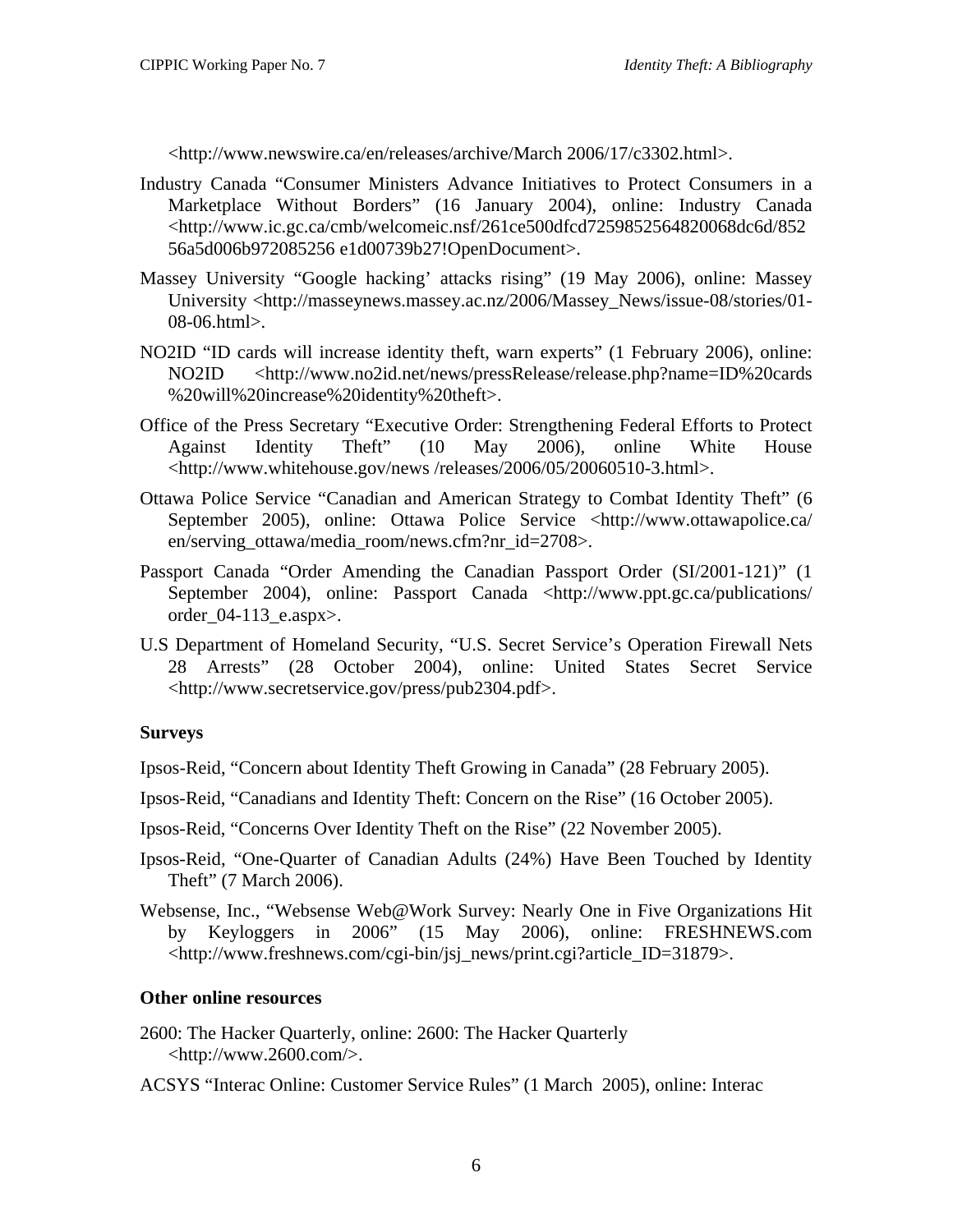<http://www.newswire.ca/en/releases/archive/March 2006/17/c3302.html>.

Industry Canada "Consumer Ministers Advance Initiatives to Protect Consumers in a Marketplace Without Borders" (16 January 2004), online: Industry Canada <http://www.ic.gc.ca/cmb/welcomeic.nsf/261ce500dfcd7259852564820068dc6d/85256a5d006b972085256 e1d00739b27!OpenDocument>.

Massey University "Google hacking' attacks rising" (19 May 2006), online: Massey University <http://masseynews.massey.ac.nz/2006/Massey_News/issue-08/stories/01-08-06.html>.

NO2ID "ID cards will increase identity theft, warn experts" (1 February 2006), online: NO2ID <http://www.no2id.net/news/pressRelease/release.php?name=ID%20cards%20will%20increase%20identity%20theft>.

Office of the Press Secretary "Executive Order: Strengthening Federal Efforts to Protect Against Identity Theft" (10 May 2006), online White House <http://www.whitehouse.gov/news /releases/2006/05/20060510-3.html>.

Ottawa Police Service "Canadian and American Strategy to Combat Identity Theft" (6 September 2005), online: Ottawa Police Service <http://www.ottawapolice.ca/en/serving_ottawa/media_room/news.cfm?nr_id=2708>.

Passport Canada "Order Amending the Canadian Passport Order (SI/2001-121)" (1 September 2004), online: Passport Canada <http://www.ppt.gc.ca/publications/order_04-113_e.aspx>.

U.S Department of Homeland Security, "U.S. Secret Service's Operation Firewall Nets 28 Arrests" (28 October 2004), online: United States Secret Service <http://www.secretservice.gov/press/pub2304.pdf>.

### Surveys

Ipsos-Reid, "Concern about Identity Theft Growing in Canada" (28 February 2005).

Ipsos-Reid, "Canadians and Identity Theft: Concern on the Rise" (16 October 2005).

Ipsos-Reid, "Concerns Over Identity Theft on the Rise" (22 November 2005).

Ipsos-Reid, "One-Quarter of Canadian Adults (24%) Have Been Touched by Identity Theft" (7 March 2006).

Websense, Inc., "Websense Web@Work Survey: Nearly One in Five Organizations Hit by Keyloggers in 2006" (15 May 2006), online: FRESHNEWS.com <http://www.freshnews.com/cgi-bin/jsj_news/print.cgi?article_ID=31879>.

### Other online resources

2600: The Hacker Quarterly, online: 2600: The Hacker Quarterly <http://www.2600.com/>.

ACSYS "Interac Online: Customer Service Rules" (1 March 2005), online: Interac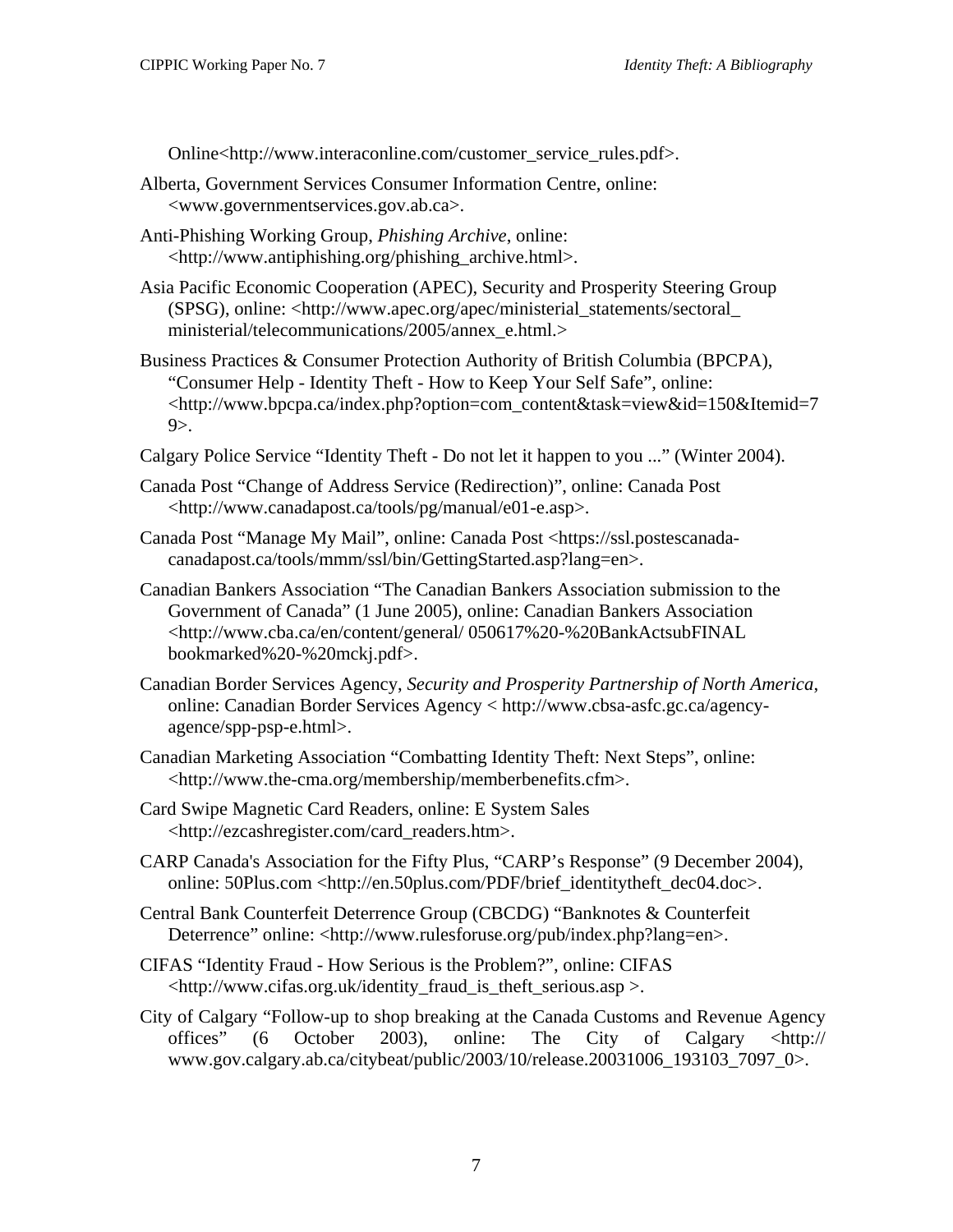Online<http://www.interaconline.com/customer_service_rules.pdf>.

Alberta, Government Services Consumer Information Centre, online: <www.governmentservices.gov.ab.ca>.

Anti-Phishing Working Group, *Phishing Archive*, online: <http://www.antiphishing.org/phishing_archive.html>.

Asia Pacific Economic Cooperation (APEC), Security and Prosperity Steering Group (SPSG), online: <http://www.apec.org/apec/ministerial_statements/sectoral_ministerial/telecommunications/2005/annex_e.html.>

Business Practices & Consumer Protection Authority of British Columbia (BPCPA), "Consumer Help - Identity Theft - How to Keep Your Self Safe", online: <http://www.bpcpa.ca/index.php?option=com_content&task=view&id=150&Itemid=79>.

Calgary Police Service "Identity Theft - Do not let it happen to you ..." (Winter 2004).

Canada Post "Change of Address Service (Redirection)", online: Canada Post <http://www.canadapost.ca/tools/pg/manual/e01-e.asp>.

Canada Post "Manage My Mail", online: Canada Post <https://ssl.postescanada-canadapost.ca/tools/mmm/ssl/bin/GettingStarted.asp?lang=en>.

Canadian Bankers Association "The Canadian Bankers Association submission to the Government of Canada" (1 June 2005), online: Canadian Bankers Association <http://www.cba.ca/en/content/general/ 050617%20-%20BankActsubFINAL bookmarked%20-%20mckj.pdf>.

Canadian Border Services Agency, *Security and Prosperity Partnership of North America*, online: Canadian Border Services Agency < http://www.cbsa-asfc.gc.ca/agency-agence/spp-psp-e.html>.

Canadian Marketing Association "Combatting Identity Theft: Next Steps", online: <http://www.the-cma.org/membership/memberbenefits.cfm>.

Card Swipe Magnetic Card Readers, online: E System Sales <http://ezcashregister.com/card_readers.htm>.

CARP Canada's Association for the Fifty Plus, "CARP's Response" (9 December 2004), online: 50Plus.com <http://en.50plus.com/PDF/brief_identitytheft_dec04.doc>.

Central Bank Counterfeit Deterrence Group (CBCDG) "Banknotes & Counterfeit Deterrence" online: <http://www.rulesforuse.org/pub/index.php?lang=en>.

CIFAS "Identity Fraud - How Serious is the Problem?", online: CIFAS <http://www.cifas.org.uk/identity_fraud_is_theft_serious.asp >.

City of Calgary "Follow-up to shop breaking at the Canada Customs and Revenue Agency offices" (6 October 2003), online: The City of Calgary <http:// www.gov.calgary.ab.ca/citybeat/public/2003/10/release.20031006_193103_7097_0>.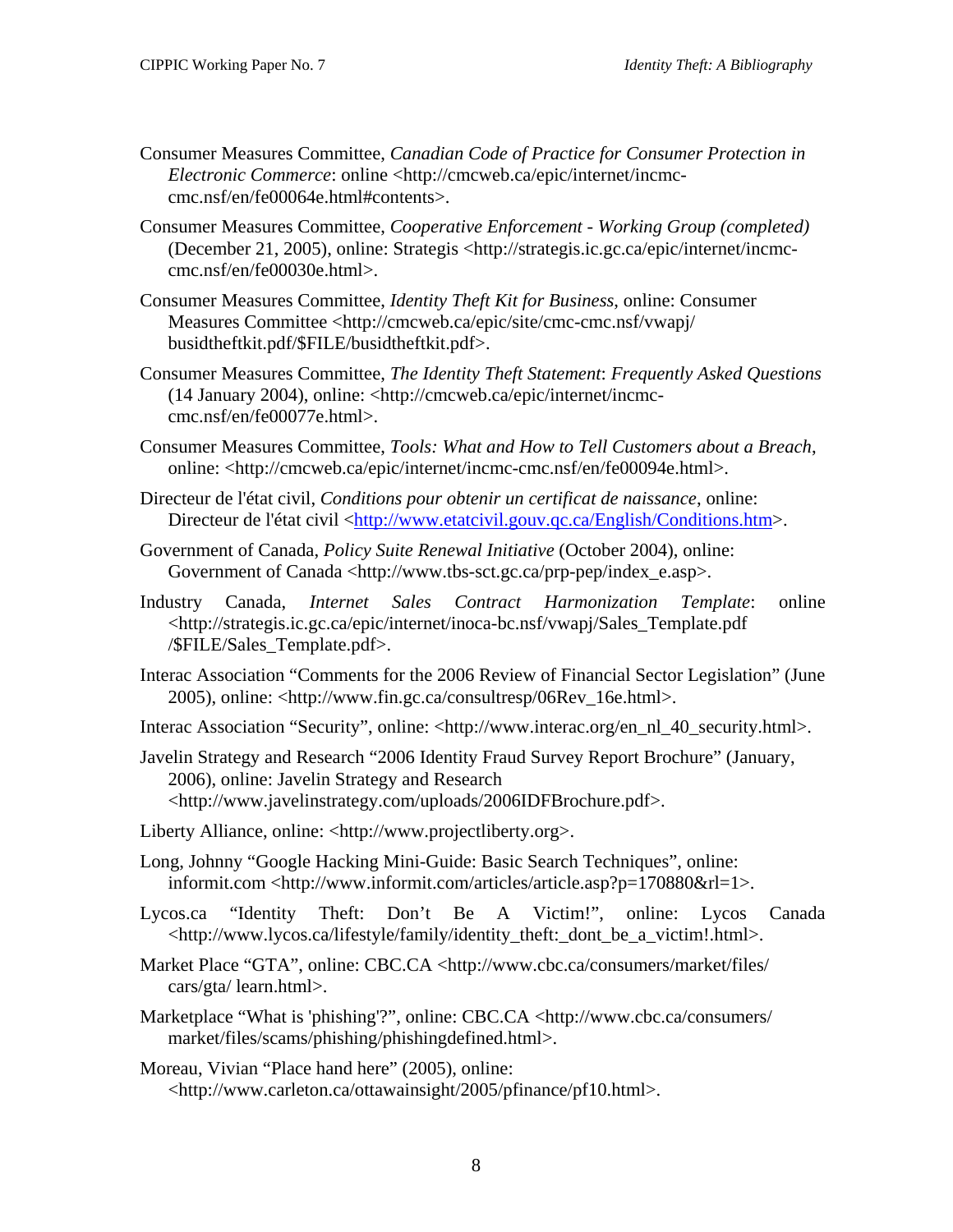Consumer Measures Committee, *Canadian Code of Practice for Consumer Protection in Electronic Commerce*: online <http://cmcweb.ca/epic/internet/incmc-cmc.nsf/en/fe00064e.html#contents>.

Consumer Measures Committee, *Cooperative Enforcement - Working Group (completed)* (December 21, 2005), online: Strategis <http://strategis.ic.gc.ca/epic/internet/incmc-cmc.nsf/en/fe00030e.html>.

Consumer Measures Committee, *Identity Theft Kit for Business*, online: Consumer Measures Committee <http://cmcweb.ca/epic/site/cmc-cmc.nsf/vwapj/busidtheftkit.pdf/$FILE/busidtheftkit.pdf>.

Consumer Measures Committee, *The Identity Theft Statement*: *Frequently Asked Questions* (14 January 2004), online: <http://cmcweb.ca/epic/internet/incmc-cmc.nsf/en/fe00077e.html>.

Consumer Measures Committee, *Tools: What and How to Tell Customers about a Breach*, online: <http://cmcweb.ca/epic/internet/incmc-cmc.nsf/en/fe00094e.html>.

Directeur de l'état civil, *Conditions pour obtenir un certificat de naissance*, online: Directeur de l'état civil <http://www.etatcivil.gouv.qc.ca/English/Conditions.htm>.

Government of Canada, *Policy Suite Renewal Initiative* (October 2004), online: Government of Canada <http://www.tbs-sct.gc.ca/prp-pep/index_e.asp>.

Industry Canada, *Internet Sales Contract Harmonization Template*: online <http://strategis.ic.gc.ca/epic/internet/inoca-bc.nsf/vwapj/Sales_Template.pdf/$FILE/Sales_Template.pdf>.

Interac Association "Comments for the 2006 Review of Financial Sector Legislation" (June 2005), online: <http://www.fin.gc.ca/consultresp/06Rev_16e.html>.

Interac Association "Security", online: <http://www.interac.org/en_nl_40_security.html>.

Javelin Strategy and Research "2006 Identity Fraud Survey Report Brochure" (January, 2006), online: Javelin Strategy and Research <http://www.javelinstrategy.com/uploads/2006IDFBrochure.pdf>.

Liberty Alliance, online: <http://www.projectliberty.org>.

Long, Johnny "Google Hacking Mini-Guide: Basic Search Techniques", online: informit.com <http://www.informit.com/articles/article.asp?p=170880&rl=1>.

Lycos.ca "Identity Theft: Don't Be A Victim!", online: Lycos Canada <http://www.lycos.ca/lifestyle/family/identity_theft:_dont_be_a_victim!.html>.

Market Place "GTA", online: CBC.CA <http://www.cbc.ca/consumers/market/files/cars/gta/ learn.html>.

Marketplace "What is 'phishing'?", online: CBC.CA <http://www.cbc.ca/consumers/market/files/scams/phishing/phishingdefined.html>.

Moreau, Vivian "Place hand here" (2005), online: <http://www.carleton.ca/ottawainsight/2005/pfinance/pf10.html>.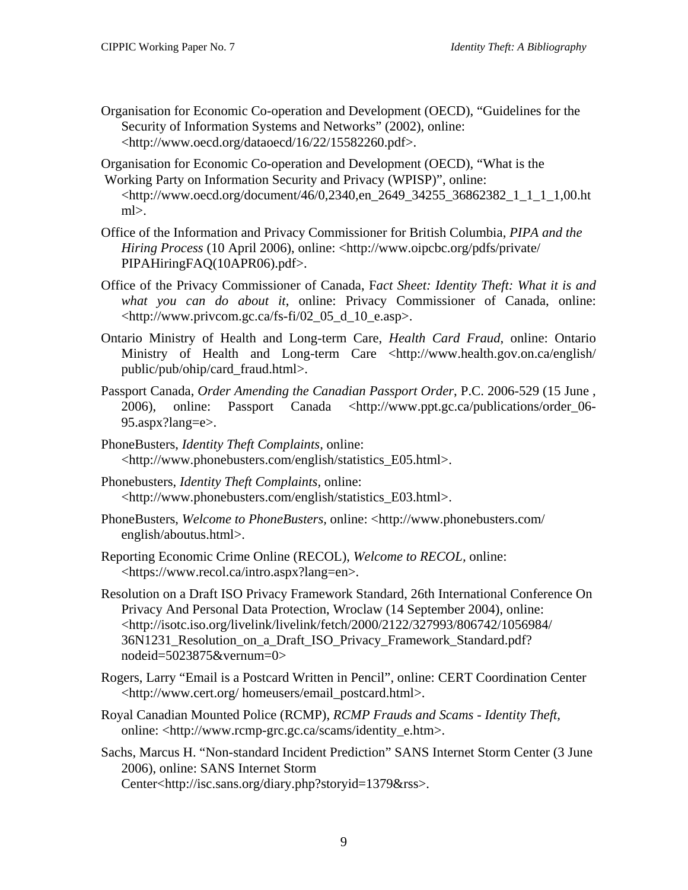Organisation for Economic Co-operation and Development (OECD), "Guidelines for the Security of Information Systems and Networks" (2002), online: <http://www.oecd.org/dataoecd/16/22/15582260.pdf>.

Organisation for Economic Co-operation and Development (OECD), "What is the Working Party on Information Security and Privacy (WPISP)", online: <http://www.oecd.org/document/46/0,2340,en_2649_34255_36862382_1_1_1_1,00.html>.

Office of the Information and Privacy Commissioner for British Columbia, *PIPA and the Hiring Process* (10 April 2006), online: <http://www.oipcbc.org/pdfs/private/PIPAHiringFAQ(10APR06).pdf>.

Office of the Privacy Commissioner of Canada, F*act Sheet: Identity Theft: What it is and what you can do about it*, online: Privacy Commissioner of Canada, online: <http://www.privcom.gc.ca/fs-fi/02_05_d_10_e.asp>.

Ontario Ministry of Health and Long-term Care, *Health Card Fraud*, online: Ontario Ministry of Health and Long-term Care <http://www.health.gov.on.ca/english/public/pub/ohip/card_fraud.html>.

Passport Canada, *Order Amending the Canadian Passport Order*, P.C. 2006-529 (15 June , 2006), online: Passport Canada <http://www.ppt.gc.ca/publications/order_06-95.aspx?lang=e>.

PhoneBusters, *Identity Theft Complaints,* online: <http://www.phonebusters.com/english/statistics_E05.html>.

Phonebusters, *Identity Theft Complaints*, online: <http://www.phonebusters.com/english/statistics_E03.html>.

PhoneBusters, *Welcome to PhoneBusters,* online: <http://www.phonebusters.com/english/aboutus.html>.

Reporting Economic Crime Online (RECOL), *Welcome to RECOL,* online: <https://www.recol.ca/intro.aspx?lang=en>.

Resolution on a Draft ISO Privacy Framework Standard, 26th International Conference On Privacy And Personal Data Protection, Wroclaw (14 September 2004), online: <http://isotc.iso.org/livelink/livelink/fetch/2000/2122/327993/806742/1056984/36N1231_Resolution_on_a_Draft_ISO_Privacy_Framework_Standard.pdf?nodeid=5023875&vernum=0>

Rogers, Larry "Email is a Postcard Written in Pencil", online: CERT Coordination Center <http://www.cert.org/ homeusers/email_postcard.html>.

Royal Canadian Mounted Police (RCMP), *RCMP Frauds and Scams - Identity Theft,* online: <http://www.rcmp-grc.gc.ca/scams/identity_e.htm>.

Sachs, Marcus H. "Non-standard Incident Prediction" SANS Internet Storm Center (3 June 2006), online: SANS Internet Storm Center<http://isc.sans.org/diary.php?storyid=1379&rss>.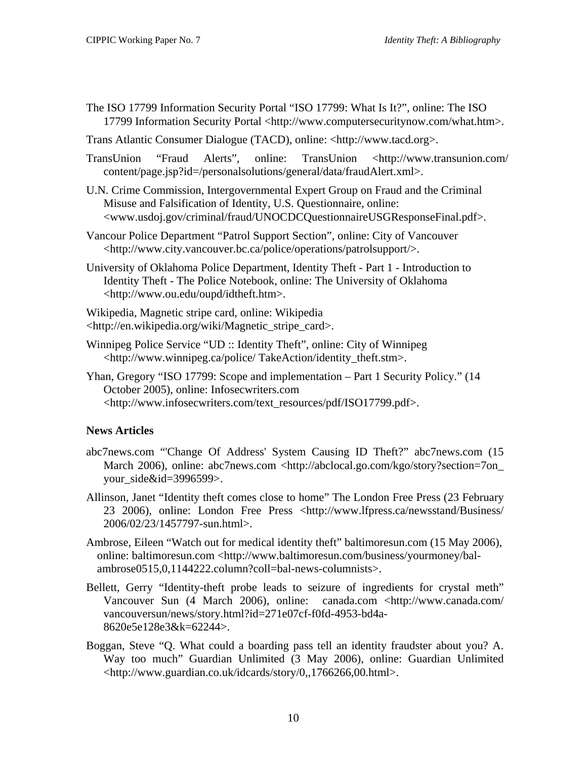The ISO 17799 Information Security Portal "ISO 17799: What Is It?", online: The ISO 17799 Information Security Portal <http://www.computersecuritynow.com/what.htm>.

Trans Atlantic Consumer Dialogue (TACD), online: <http://www.tacd.org>.

TransUnion "Fraud Alerts", online: TransUnion <http://www.transunion.com/content/page.jsp?id=/personalsolutions/general/data/fraudAlert.xml>.

U.N. Crime Commission, Intergovernmental Expert Group on Fraud and the Criminal Misuse and Falsification of Identity, U.S. Questionnaire, online: <www.usdoj.gov/criminal/fraud/UNOCDCQuestionnaireUSGResponseFinal.pdf>.

Vancour Police Department "Patrol Support Section", online: City of Vancouver <http://www.city.vancouver.bc.ca/police/operations/patrolsupport/>.

University of Oklahoma Police Department, Identity Theft - Part 1 - Introduction to Identity Theft - The Police Notebook, online: The University of Oklahoma <http://www.ou.edu/oupd/idtheft.htm>.

Wikipedia, Magnetic stripe card, online: Wikipedia <http://en.wikipedia.org/wiki/Magnetic_stripe_card>.

Winnipeg Police Service "UD :: Identity Theft", online: City of Winnipeg <http://www.winnipeg.ca/police/ TakeAction/identity_theft.stm>.

Yhan, Gregory "ISO 17799: Scope and implementation – Part 1 Security Policy." (14 October 2005), online: Infosecwriters.com <http://www.infosecwriters.com/text_resources/pdf/ISO17799.pdf>.

**News Articles**

abc7news.com "'Change Of Address' System Causing ID Theft?" abc7news.com (15 March 2006), online: abc7news.com <http://abclocal.go.com/kgo/story?section=7on_your_side&id=3996599>.

Allinson, Janet "Identity theft comes close to home" The London Free Press (23 February 23 2006), online: London Free Press <http://www.lfpress.ca/newsstand/Business/2006/02/23/1457797-sun.html>.

Ambrose, Eileen "Watch out for medical identity theft" baltimoresun.com (15 May 2006), online: baltimoresun.com <http://www.baltimoresun.com/business/yourmoney/bal-ambrose0515,0,1144222.column?coll=bal-news-columnists>.

Bellett, Gerry "Identity-theft probe leads to seizure of ingredients for crystal meth" Vancouver Sun (4 March 2006), online: canada.com <http://www.canada.com/vancouversun/news/story.html?id=271e07cf-f0fd-4953-bd4a-8620e5e128e3&k=62244>.

Boggan, Steve "Q. What could a boarding pass tell an identity fraudster about you? A. Way too much" Guardian Unlimited (3 May 2006), online: Guardian Unlimited <http://www.guardian.co.uk/idcards/story/0,,1766266,00.html>.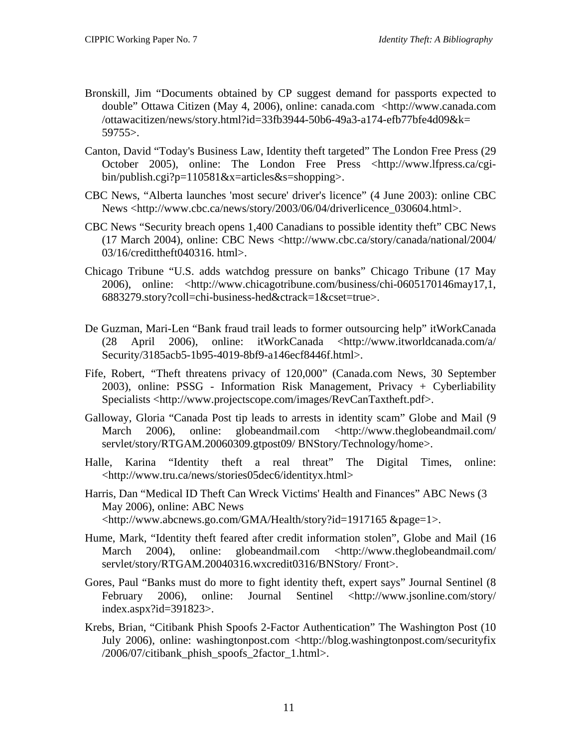Bronskill, Jim “Documents obtained by CP suggest demand for passports expected to double” Ottawa Citizen (May 4, 2006), online: canada.com <http://www.canada.com /ottawacitizen/news/story.html?id=33fb3944-50b6-49a3-a174-efb77bfe4d09&k= 59755>.

Canton, David “Today's Business Law, Identity theft targeted” The London Free Press (29 October 2005), online: The London Free Press <http://www.lfpress.ca/cgi-bin/publish.cgi?p=110581&x=articles&s=shopping>.

CBC News, “Alberta launches 'most secure' driver's licence” (4 June 2003): online CBC News <http://www.cbc.ca/news/story/2003/06/04/driverlicence_030604.html>.

CBC News “Security breach opens 1,400 Canadians to possible identity theft” CBC News (17 March 2004), online: CBC News <http://www.cbc.ca/story/canada/national/2004/ 03/16/credittheft040316. html>.

Chicago Tribune “U.S. adds watchdog pressure on banks” Chicago Tribune (17 May 2006), online: <http://www.chicagotribune.com/business/chi-0605170146may17,1, 6883279.story?coll=chi-business-hed&ctrack=1&cset=true>.

De Guzman, Mari-Len “Bank fraud trail leads to former outsourcing help” itWorkCanada (28 April 2006), online: itWorkCanada <http://www.itworldcanada.com/a/ Security/3185acb5-1b95-4019-8bf9-a146ecf8446f.html>.

Fife, Robert, “Theft threatens privacy of 120,000” (Canada.com News, 30 September 2003), online: PSSG - Information Risk Management, Privacy + Cyberliability Specialists <http://www.projectscope.com/images/RevCanTaxtheft.pdf>.

Galloway, Gloria “Canada Post tip leads to arrests in identity scam” Globe and Mail (9 March 2006), online: globeandmail.com <http://www.theglobeandmail.com/ servlet/story/RTGAM.20060309.gtpost09/ BNStory/Technology/home>.

Halle, Karina “Identity theft a real threat” The Digital Times, online: <http://www.tru.ca/news/stories05dec6/identityx.html>

Harris, Dan “Medical ID Theft Can Wreck Victims' Health and Finances” ABC News (3 May 2006), online: ABC News <http://www.abcnews.go.com/GMA/Health/story?id=1917165 &page=1>.

Hume, Mark, “Identity theft feared after credit information stolen”, Globe and Mail (16 March 2004), online: globeandmail.com <http://www.theglobeandmail.com/ servlet/story/RTGAM.20040316.wxcredit0316/BNStory/ Front>.

Gores, Paul “Banks must do more to fight identity theft, expert says” Journal Sentinel (8 February 2006), online: Journal Sentinel <http://www.jsonline.com/story/ index.aspx?id=391823>.

Krebs, Brian, “Citibank Phish Spoofs 2-Factor Authentication” The Washington Post (10 July 2006), online: washingtonpost.com <http://blog.washingtonpost.com/securityfix /2006/07/citibank_phish_spoofs_2factor_1.html>.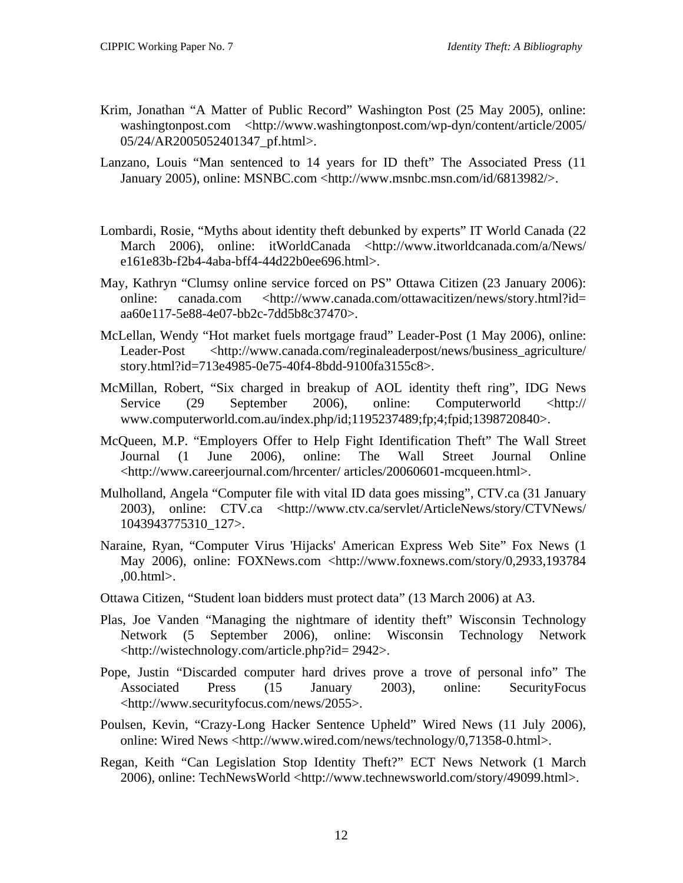Krim, Jonathan "A Matter of Public Record" Washington Post (25 May 2005), online: washingtonpost.com <http://www.washingtonpost.com/wp-dyn/content/article/2005/05/24/AR2005052401347_pf.html>.

Lanzano, Louis "Man sentenced to 14 years for ID theft" The Associated Press (11 January 2005), online: MSNBC.com <http://www.msnbc.msn.com/id/6813982/>.

Lombardi, Rosie, "Myths about identity theft debunked by experts" IT World Canada (22 March 2006), online: itWorldCanada <http://www.itworldcanada.com/a/News/e161e83b-f2b4-4aba-bff4-44d22b0ee696.html>.

May, Kathryn "Clumsy online service forced on PS" Ottawa Citizen (23 January 2006): online: canada.com <http://www.canada.com/ottawacitizen/news/story.html?id=aa60e117-5e88-4e07-bb2c-7dd5b8c37470>.

McLellan, Wendy "Hot market fuels mortgage fraud" Leader-Post (1 May 2006), online: Leader-Post <http://www.canada.com/reginaleaderpost/news/business_agriculture/story.html?id=713e4985-0e75-40f4-8bdd-9100fa3155c8>.

McMillan, Robert, "Six charged in breakup of AOL identity theft ring", IDG News Service (29 September 2006), online: Computerworld <http://www.computerworld.com.au/index.php/id;1195237489;fp;4;fpid;1398720840>.

McQueen, M.P. "Employers Offer to Help Fight Identification Theft" The Wall Street Journal (1 June 2006), online: The Wall Street Journal Online <http://www.careerjournal.com/hrcenter/ articles/20060601-mcqueen.html>.

Mulholland, Angela "Computer file with vital ID data goes missing", CTV.ca (31 January 2003), online: CTV.ca <http://www.ctv.ca/servlet/ArticleNews/story/CTVNews/1043943775310_127>.

Naraine, Ryan, "Computer Virus 'Hijacks' American Express Web Site" Fox News (1 May 2006), online: FOXNews.com <http://www.foxnews.com/story/0,2933,193784,00.html>.

Ottawa Citizen, "Student loan bidders must protect data" (13 March 2006) at A3.

Plas, Joe Vanden "Managing the nightmare of identity theft" Wisconsin Technology Network (5 September 2006), online: Wisconsin Technology Network <http://wistechnology.com/article.php?id= 2942>.

Pope, Justin "Discarded computer hard drives prove a trove of personal info" The Associated Press (15 January 2003), online: SecurityFocus <http://www.securityfocus.com/news/2055>.

Poulsen, Kevin, "Crazy-Long Hacker Sentence Upheld" Wired News (11 July 2006), online: Wired News <http://www.wired.com/news/technology/0,71358-0.html>.

Regan, Keith "Can Legislation Stop Identity Theft?" ECT News Network (1 March 2006), online: TechNewsWorld <http://www.technewsworld.com/story/49099.html>.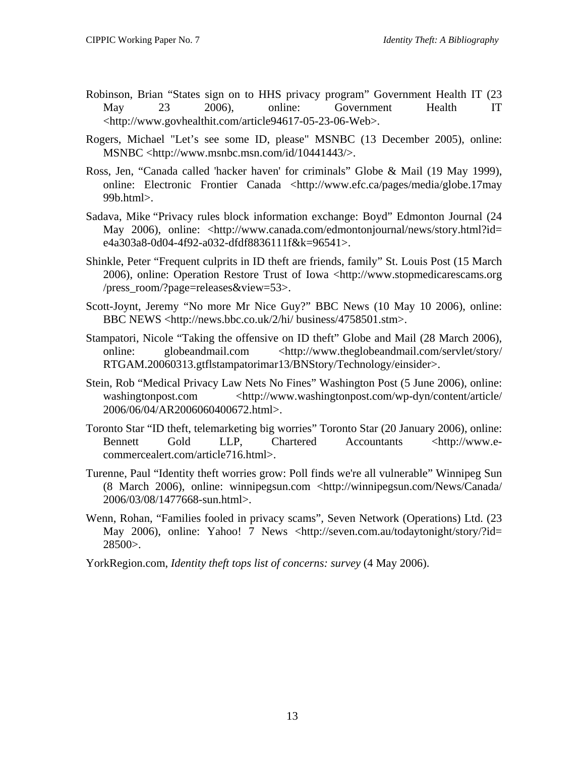Robinson, Brian “States sign on to HHS privacy program” Government Health IT (23 May 23 2006), online: Government Health IT <http://www.govhealthit.com/article94617-05-23-06-Web>.

Rogers, Michael "Let’s see some ID, please" MSNBC (13 December 2005), online: MSNBC <http://www.msnbc.msn.com/id/10441443/>.

Ross, Jen, “Canada called 'hacker haven' for criminals” Globe & Mail (19 May 1999), online: Electronic Frontier Canada <http://www.efc.ca/pages/media/globe.17may99b.html>.

Sadava, Mike “Privacy rules block information exchange: Boyd” Edmonton Journal (24 May 2006), online: <http://www.canada.com/edmontonjournal/news/story.html?id=e4a303a8-0d04-4f92-a032-dfdf8836111f&k=96541>.

Shinkle, Peter “Frequent culprits in ID theft are friends, family” St. Louis Post (15 March 2006), online: Operation Restore Trust of Iowa <http://www.stopmedicarescams.org/press_room/?page=releases&view=53>.

Scott-Joynt, Jeremy “No more Mr Nice Guy?” BBC News (10 May 10 2006), online: BBC NEWS <http://news.bbc.co.uk/2/hi/ business/4758501.stm>.

Stampatori, Nicole “Taking the offensive on ID theft” Globe and Mail (28 March 2006), online: globeandmail.com <http://www.theglobeandmail.com/servlet/story/RTGAM.20060313.gtflstampatorimar13/BNStory/Technology/einsider>.

Stein, Rob “Medical Privacy Law Nets No Fines” Washington Post (5 June 2006), online: washingtonpost.com <http://www.washingtonpost.com/wp-dyn/content/article/2006/06/04/AR2006060400672.html>.

Toronto Star “ID theft, telemarketing big worries” Toronto Star (20 January 2006), online: Bennett Gold LLP, Chartered Accountants <http://www.e-commercealert.com/article716.html>.

Turenne, Paul “Identity theft worries grow: Poll finds we're all vulnerable” Winnipeg Sun (8 March 2006), online: winnipegsun.com <http://winnipegsun.com/News/Canada/2006/03/08/1477668-sun.html>.

Wenn, Rohan, “Families fooled in privacy scams”, Seven Network (Operations) Ltd. (23 May 2006), online: Yahoo! 7 News <http://seven.com.au/todaytonight/story/?id=28500>.

YorkRegion.com, *Identity theft tops list of concerns: survey* (4 May 2006).